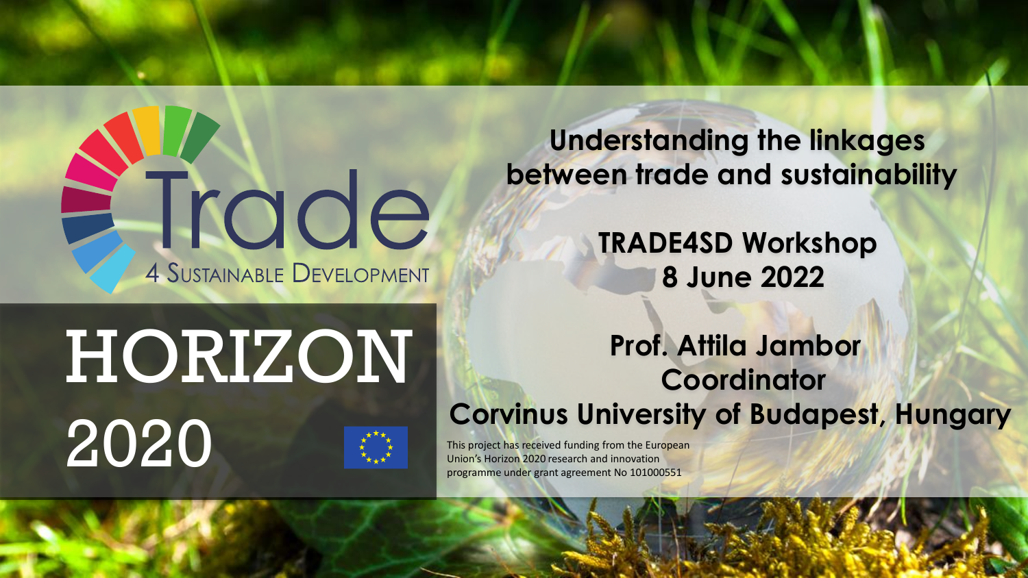Trade 4 Sustainable Development

# Understanding the linkages between trade and sustainability

## TRADE4SD Workshop
## 8 June 2022

**Prof. Attila Jambor**
**Coordinator**
**Corvinus University of Budapest, Hungary**

HORIZON 2020

This project has received funding from the European Union's Horizon 2020 research and innovation programme under grant agreement No 101000551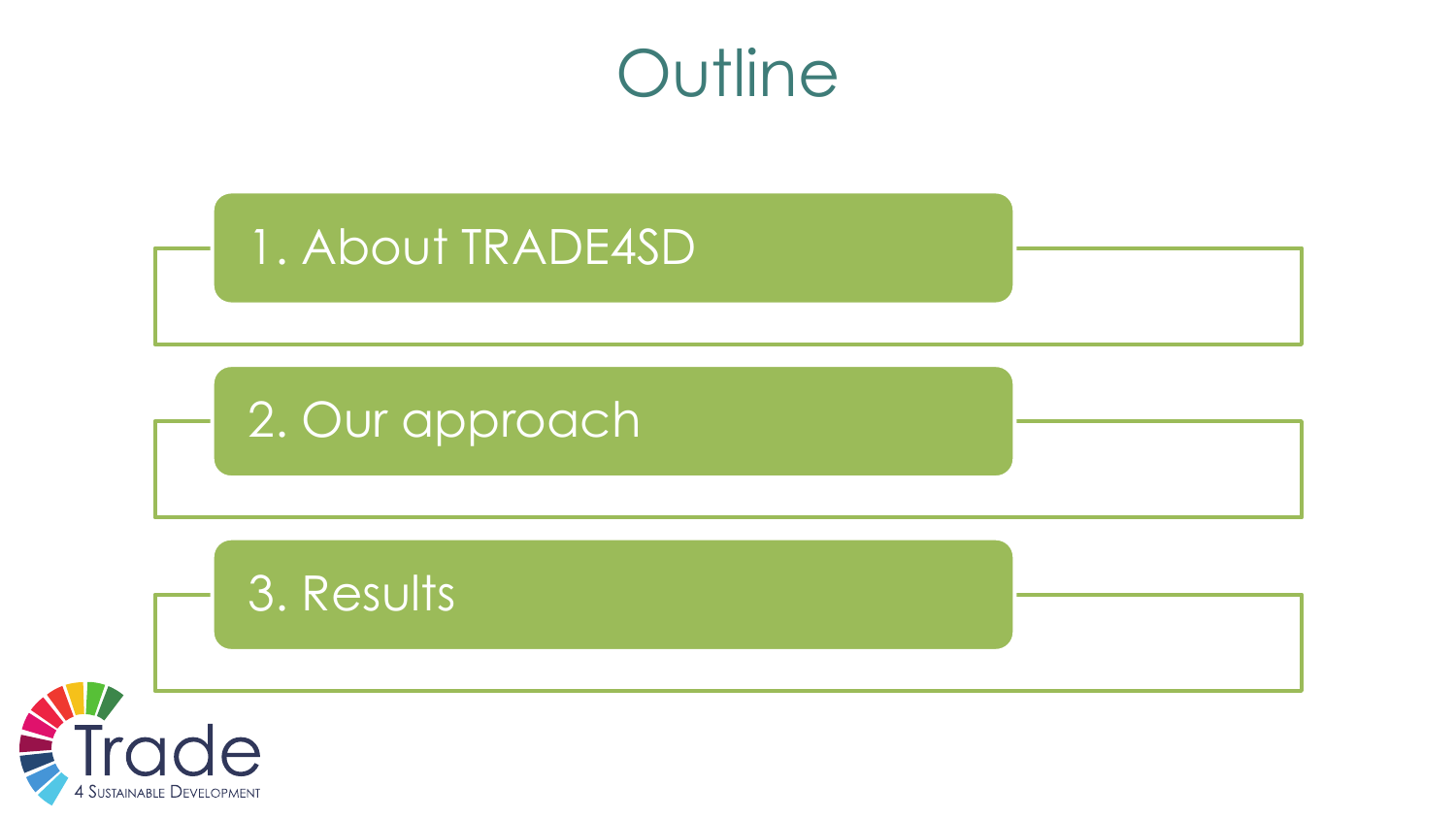# Outline

1. About TRADE4SD
2. Our approach
3. Results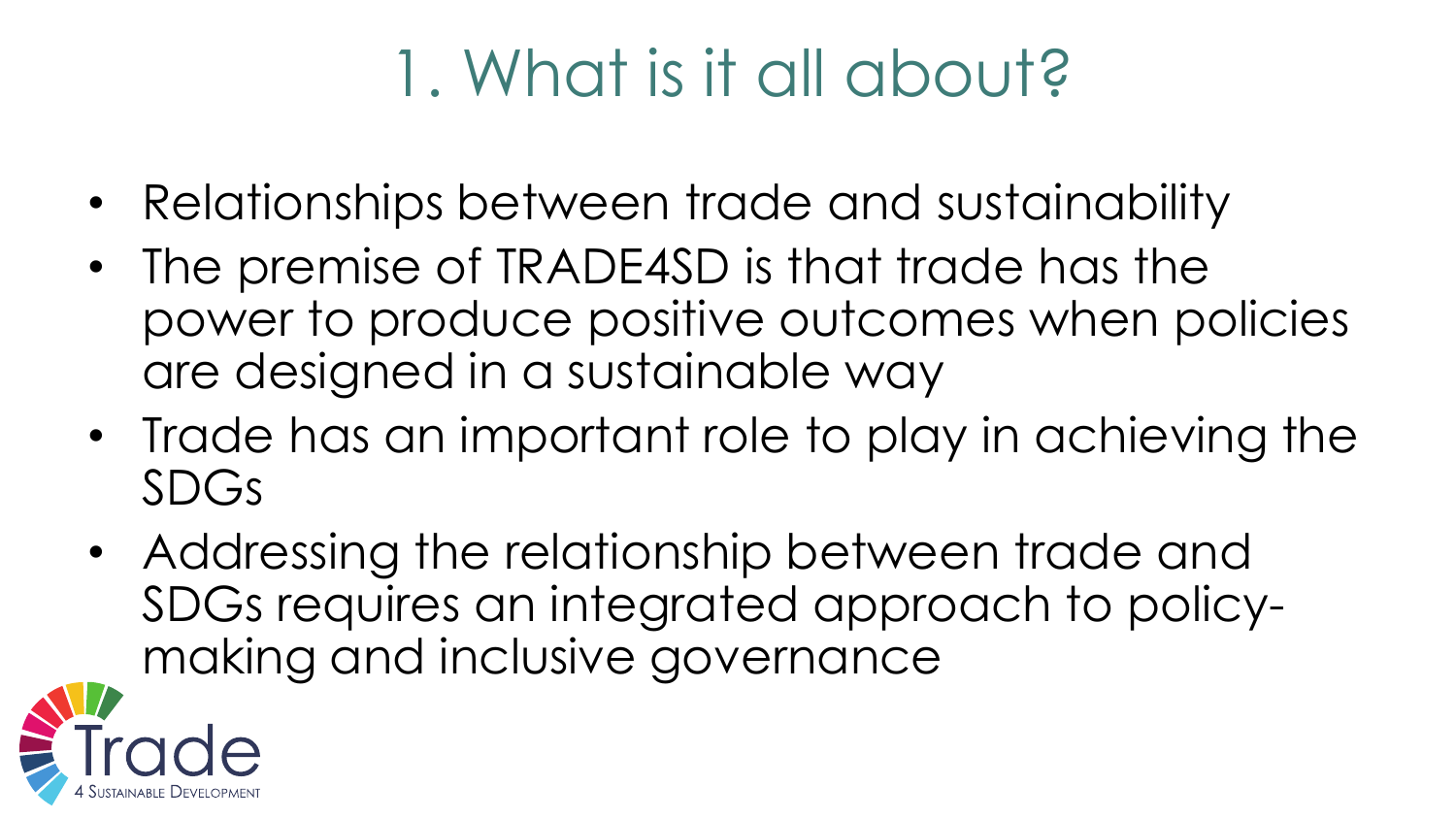# 1. What is it all about?

- Relationships between trade and sustainability
- The premise of TRADE4SD is that trade has the power to produce positive outcomes when policies are designed in a sustainable way
- Trade has an important role to play in achieving the SDGs
- Addressing the relationship between trade and SDGs requires an integrated approach to policy-making and inclusive governance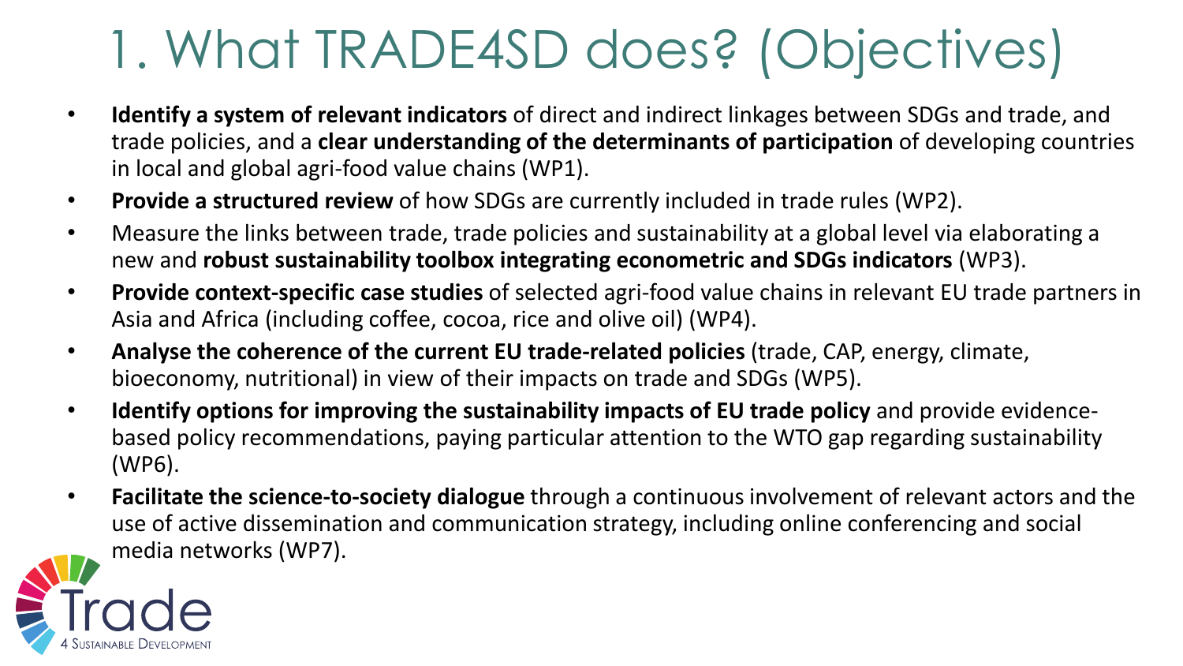# 1. What TRADE4SD does? (Objectives)

- **Identify a system of relevant indicators** of direct and indirect linkages between SDGs and trade, and trade policies, and a **clear understanding of the determinants of participation** of developing countries in local and global agri-food value chains (WP1).
- **Provide a structured review** of how SDGs are currently included in trade rules (WP2).
- Measure the links between trade, trade policies and sustainability at a global level via elaborating a new and **robust sustainability toolbox integrating econometric and SDGs indicators** (WP3).
- **Provide context-specific case studies** of selected agri-food value chains in relevant EU trade partners in Asia and Africa (including coffee, cocoa, rice and olive oil) (WP4).
- **Analyse the coherence of the current EU trade-related policies** (trade, CAP, energy, climate, bioeconomy, nutritional) in view of their impacts on trade and SDGs (WP5).
- **Identify options for improving the sustainability impacts of EU trade policy** and provide evidence-based policy recommendations, paying particular attention to the WTO gap regarding sustainability (WP6).
- **Facilitate the science-to-society dialogue** through a continuous involvement of relevant actors and the use of active dissemination and communication strategy, including online conferencing and social media networks (WP7).

Trade 4 Sustainable Development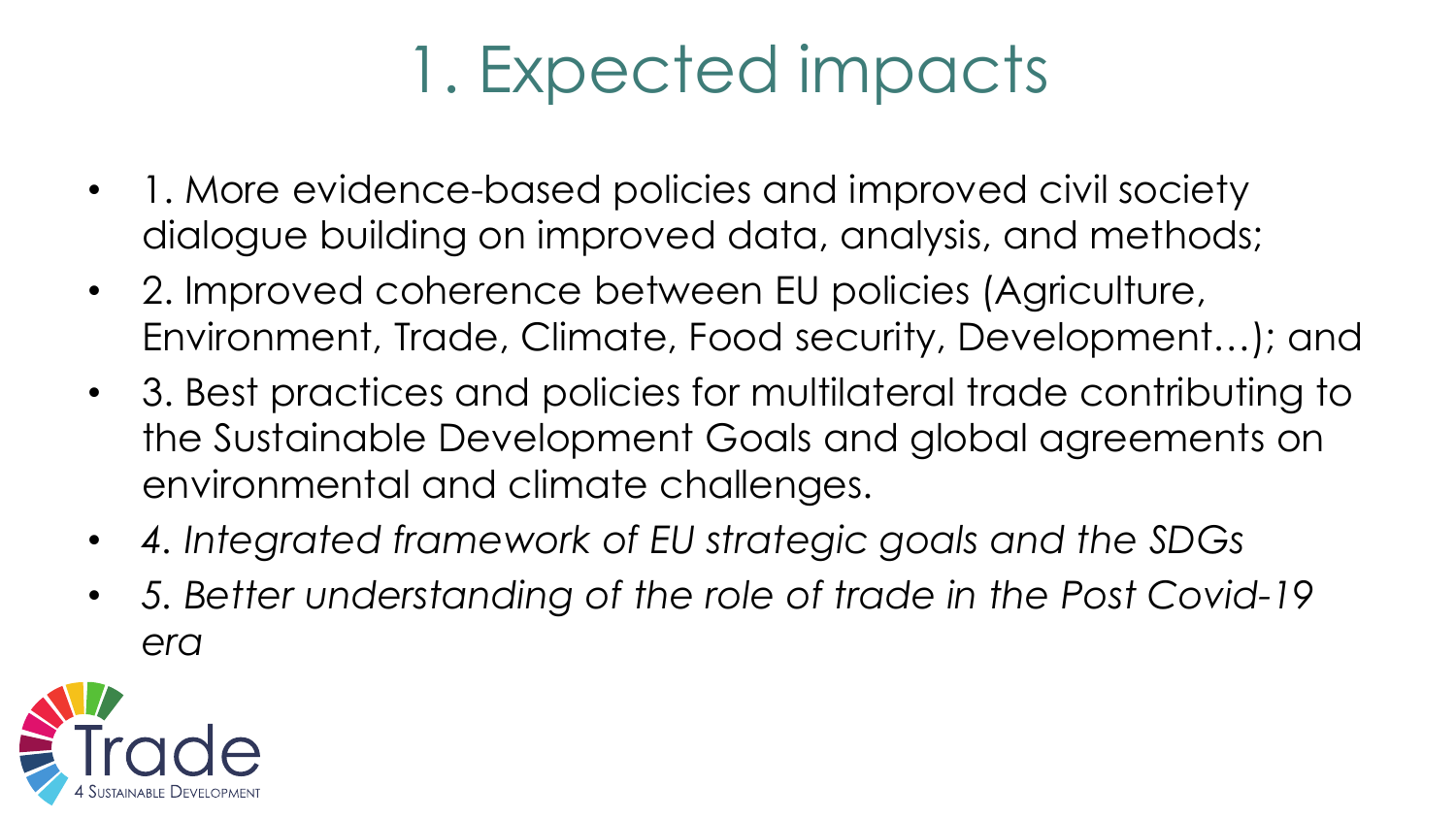# 1. Expected impacts

- 1. More evidence-based policies and improved civil society dialogue building on improved data, analysis, and methods;
- 2. Improved coherence between EU policies (Agriculture, Environment, Trade, Climate, Food security, Development…); and
- 3. Best practices and policies for multilateral trade contributing to the Sustainable Development Goals and global agreements on environmental and climate challenges.
- *4. Integrated framework of EU strategic goals and the SDGs*
- *5. Better understanding of the role of trade in the Post Covid-19 era*

Trade 4 Sustainable Development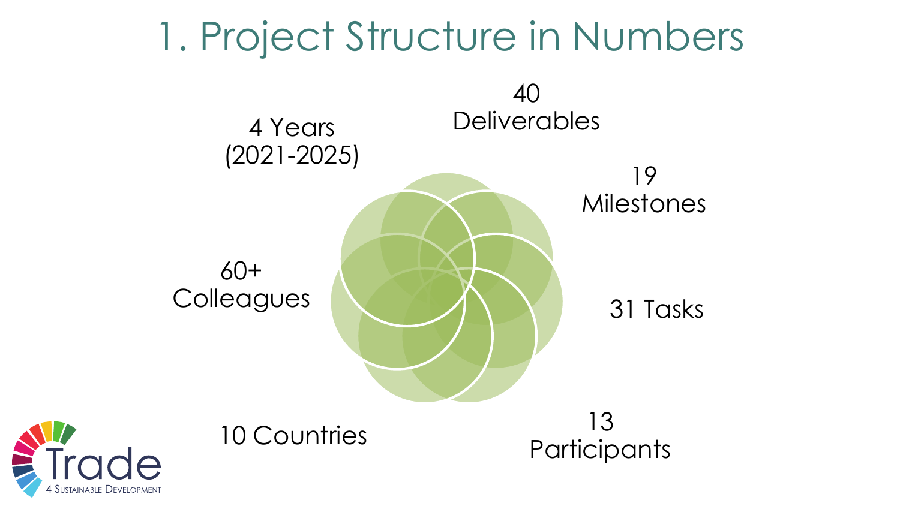# 1. Project Structure in Numbers

- 4 Years (2021-2025)
- 40 Deliverables
- 19 Milestones
- 31 Tasks
- 13 Participants
- 10 Countries
- 60+ Colleagues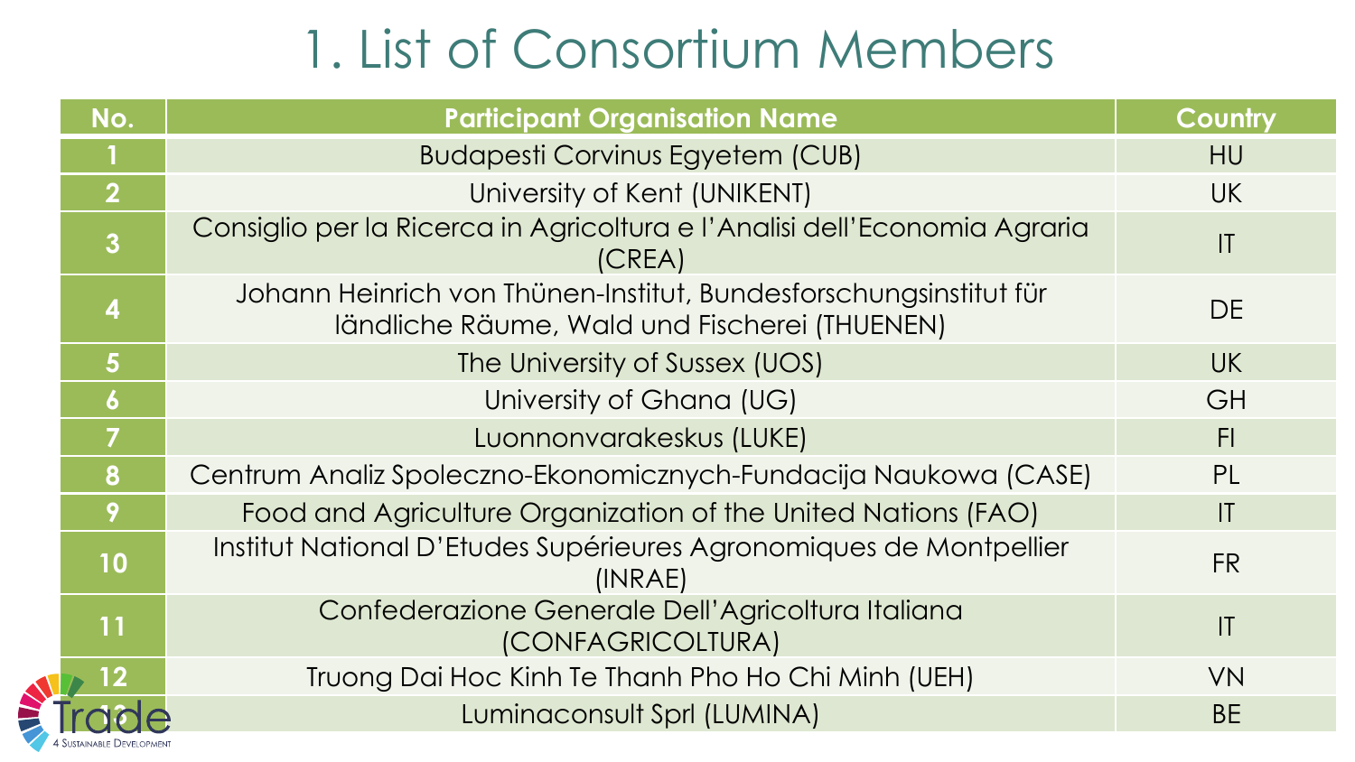# 1. List of Consortium Members

| No. | Participant Organisation Name | Country |
|---|---|---|
| 1 | Budapesti Corvinus Egyetem (CUB) | HU |
| 2 | University of Kent (UNIKENT) | UK |
| 3 | Consiglio per la Ricerca in Agricoltura e l'Analisi dell'Economia Agraria (CREA) | IT |
| 4 | Johann Heinrich von Thünen-Institut, Bundesforschungsinstitut für ländliche Räume, Wald und Fischerei (THUENEN) | DE |
| 5 | The University of Sussex (UOS) | UK |
| 6 | University of Ghana (UG) | GH |
| 7 | Luonnonvarakeskus (LUKE) | FI |
| 8 | Centrum Analiz Spoleczno-Ekonomicznych-Fundacija Naukowa (CASE) | PL |
| 9 | Food and Agriculture Organization of the United Nations (FAO) | IT |
| 10 | Institut National D'Etudes Supérieures Agronomiques de Montpellier (INRAE) | FR |
| 11 | Confederazione Generale Dell'Agricoltura Italiana (CONFAGRICOLTURA) | IT |
| 12 | Truong Dai Hoc Kinh Te Thanh Pho Ho Chi Minh (UEH) | VN |
| 13 | Luminaconsult Sprl (LUMINA) | BE |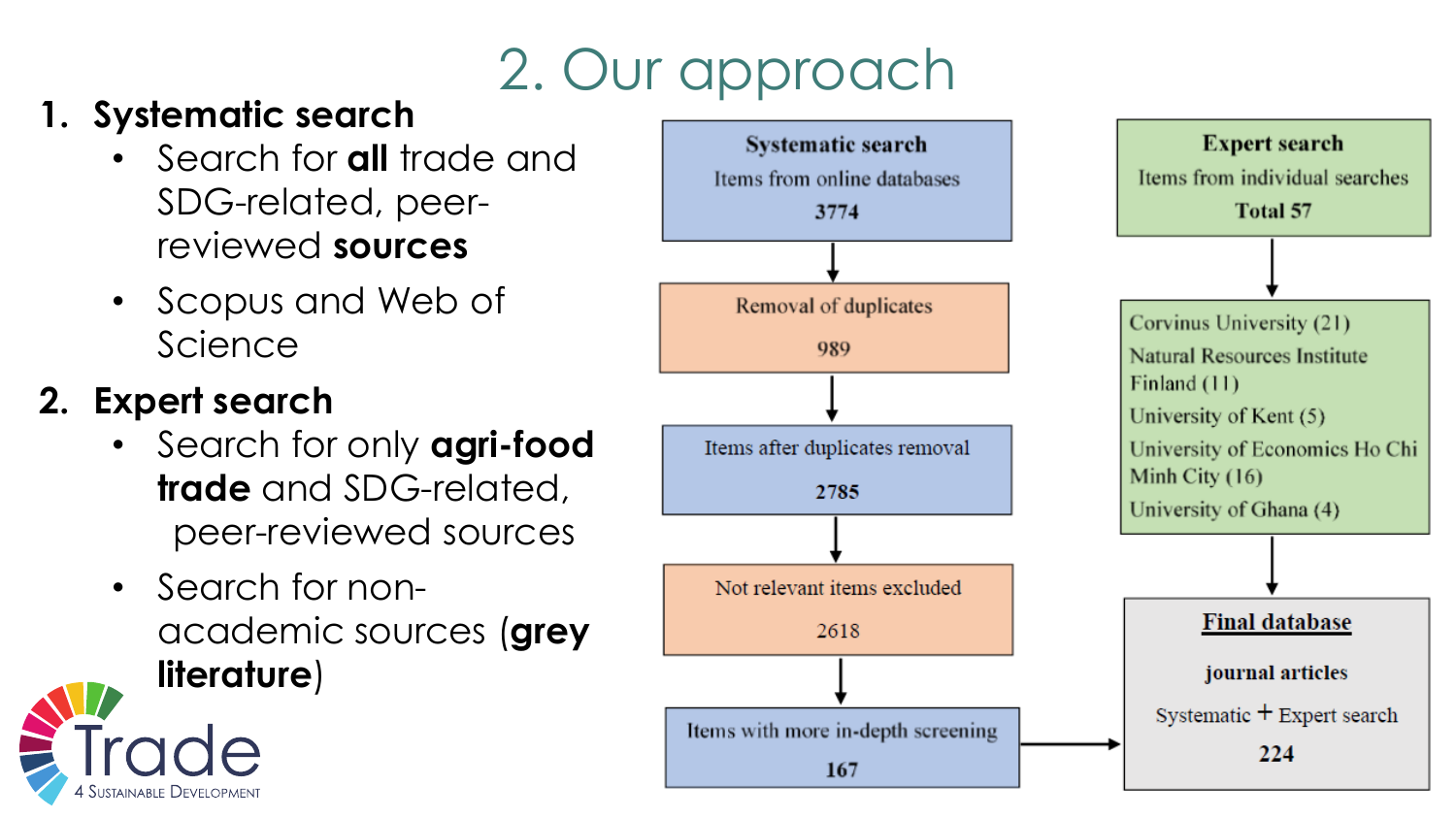# 2. Our approach

1. **Systematic search**
   - Search for **all** trade and SDG-related, peer-reviewed **sources**
   - Scopus and Web of Science
2. **Expert search**
   - Search for only **agri-food trade** and SDG-related, peer-reviewed sources
   - Search for non-academic sources (**grey literature**)

**Systematic search**
Items from online databases
**3774**

↓

Removal of duplicates
989

↓

Items after duplicates removal
**2785**

↓

Not relevant items excluded
2618

↓

Items with more in-depth screening
**167**

→

**Expert search**
Items from individual searches
**Total 57**

↓

- Corvinus University (21)
- Natural Resources Institute Finland (11)
- University of Kent (5)
- University of Economics Ho Chi Minh City (16)
- University of Ghana (4)

↓

**Final database**

**journal articles**

Systematic + Expert search

**224**

Trade 4 Sustainable Development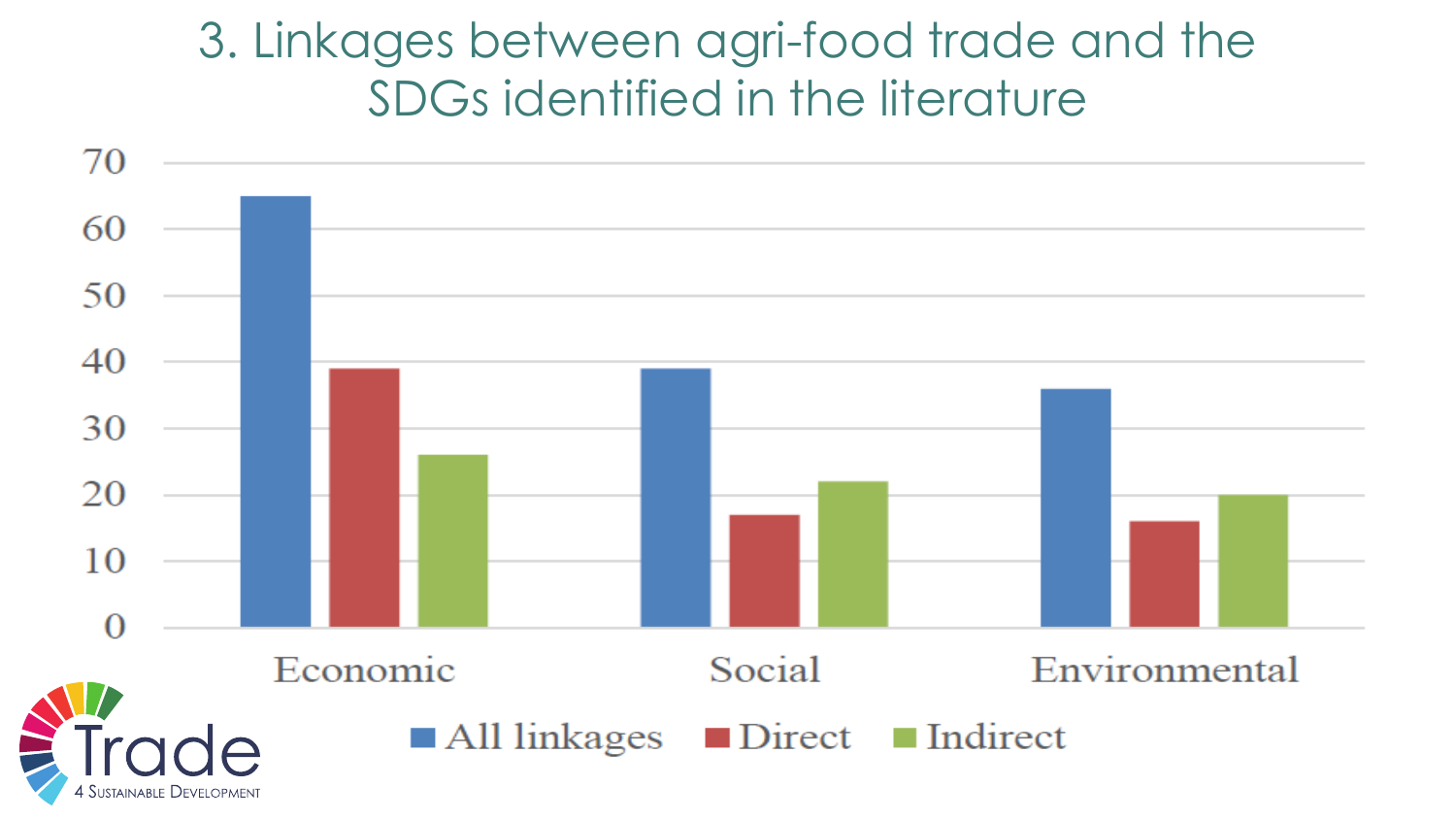# 3. Linkages between agri-food trade and the SDGs identified in the literature

| | All linkages | Direct | Indirect |
|---|---|---|---|
| Economic | 65 | 39 | 26 |
| Social | 39 | 17 | 22 |
| Environmental | 36 | 16 | 20 |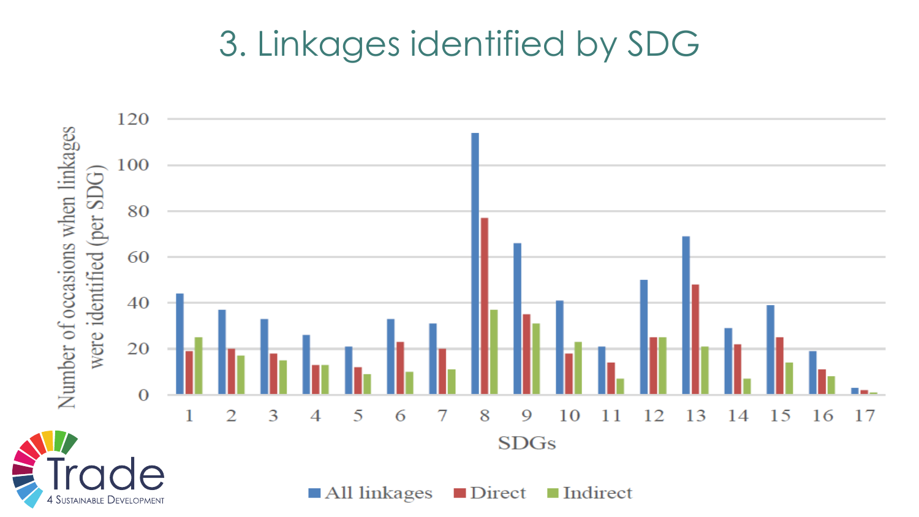# 3. Linkages identified by SDG

Number of occasions when linkages were identified (per SDG)

120
100
80
60
40
20
0

1 2 3 4 5 6 7 8 9 10 11 12 13 14 15 16 17

SDGs

All linkages Direct Indirect

Trade 4 Sustainable Development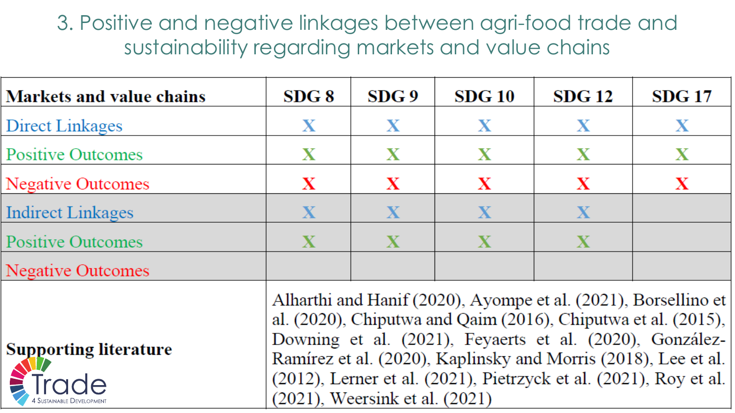# 3. Positive and negative linkages between agri-food trade and sustainability regarding markets and value chains

| Markets and value chains | SDG 8 | SDG 9 | SDG 10 | SDG 12 | SDG 17 |
|---|---|---|---|---|---|
| Direct Linkages | X | X | X | X | X |
| Positive Outcomes | X | X | X | X | X |
| Negative Outcomes | X | X | X | X | X |
| Indirect Linkages | X | X | X | X | |
| Positive Outcomes | X | X | X | X | |
| Negative Outcomes | | | | | |
| **Supporting literature** | Alharthi and Hanif (2020), Ayompe et al. (2021), Borsellino et al. (2020), Chiputwa and Qaim (2016), Chiputwa et al. (2015), Downing et al. (2021), Feyaerts et al. (2020), González-Ramírez et al. (2020), Kaplinsky and Morris (2018), Lee et al. (2012), Lerner et al. (2021), Pietrzyck et al. (2021), Roy et al. (2021), Weersink et al. (2021) | | | | |

Trade 4 Sustainable Development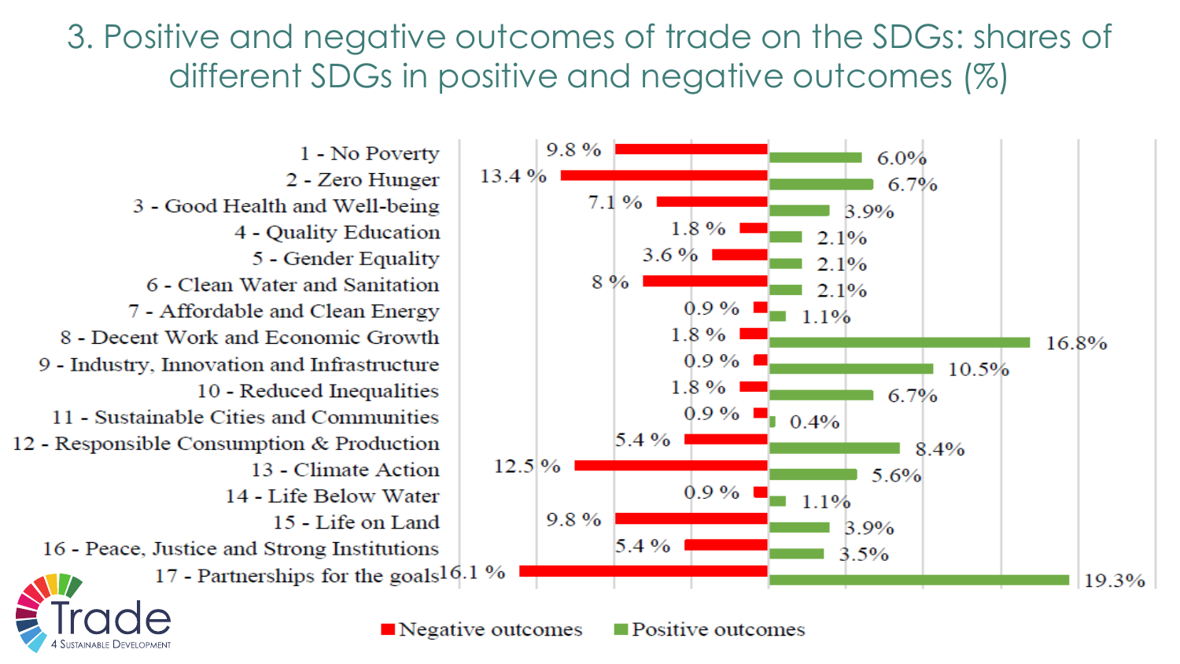# 3. Positive and negative outcomes of trade on the SDGs: shares of different SDGs in positive and negative outcomes (%)

| SDG | Negative outcomes | Positive outcomes |
|---|---|---|
| 1 - No Poverty | 9.8 % | 6.0% |
| 2 - Zero Hunger | 13.4 % | 6.7% |
| 3 - Good Health and Well-being | 7.1 % | 3.9% |
| 4 - Quality Education | 1.8 % | 2.1% |
| 5 - Gender Equality | 3.6 % | 2.1% |
| 6 - Clean Water and Sanitation | 8 % | 2.1% |
| 7 - Affordable and Clean Energy | 0.9 % | 1.1% |
| 8 - Decent Work and Economic Growth | 1.8 % | 16.8% |
| 9 - Industry, Innovation and Infrastructure | 0.9 % | 10.5% |
| 10 - Reduced Inequalities | 1.8 % | 6.7% |
| 11 - Sustainable Cities and Communities | 0.9 % | 0.4% |
| 12 - Responsible Consumption & Production | 5.4 % | 8.4% |
| 13 - Climate Action | 12.5 % | 5.6% |
| 14 - Life Below Water | 0.9 % | 1.1% |
| 15 - Life on Land | 9.8 % | 3.9% |
| 16 - Peace, Justice and Strong Institutions | 5.4 % | 3.5% |
| 17 - Partnerships for the goals | 16.1 % | 19.3% |

Trade 4 Sustainable Development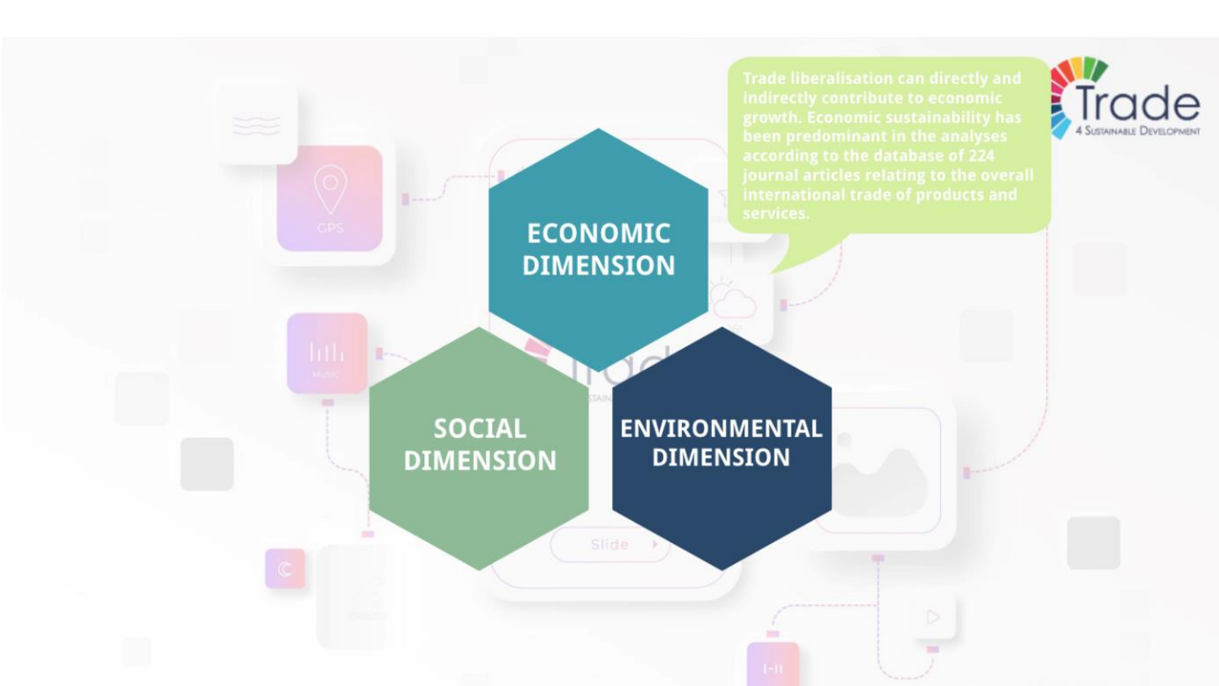Trade liberalisation can directly and indirectly contribute to economic growth. Economic sustainability has been predominant in the analyses according to the database of 224 journal articles relating to the overall international trade of products and services.

- ECONOMIC DIMENSION
- SOCIAL DIMENSION
- ENVIRONMENTAL DIMENSION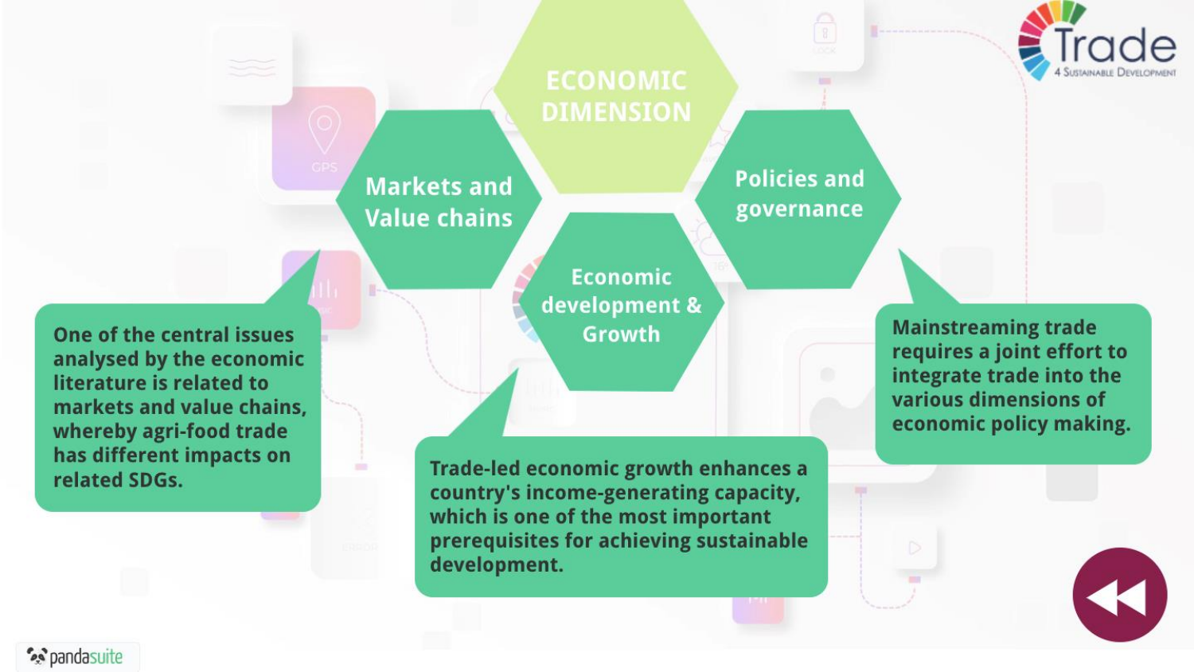# ECONOMIC DIMENSION

## Markets and Value chains

One of the central issues analysed by the economic literature is related to markets and value chains, whereby agri-food trade has different impacts on related SDGs.

## Economic development & Growth

Trade-led economic growth enhances a country's income-generating capacity, which is one of the most important prerequisites for achieving sustainable development.

## Policies and governance

Mainstreaming trade requires a joint effort to integrate trade into the various dimensions of economic policy making.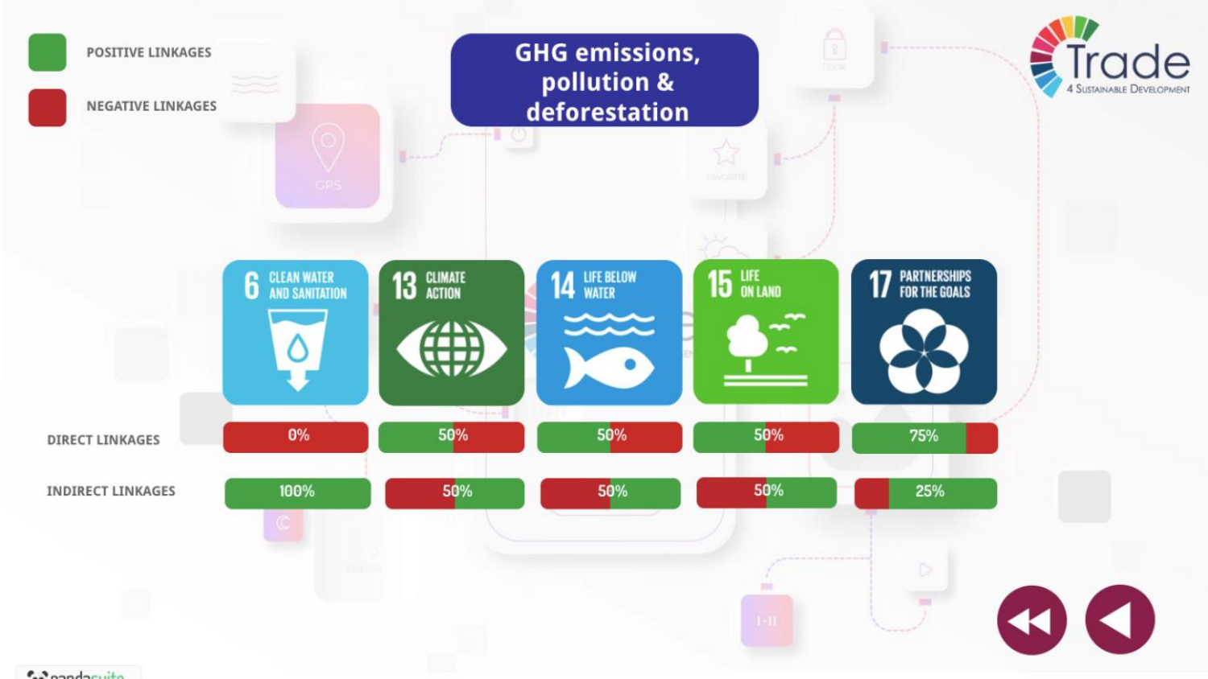# GHG emissions, pollution & deforestation

- POSITIVE LINKAGES (green)
- NEGATIVE LINKAGES (red)

| | 6 CLEAN WATER AND SANITATION | 13 CLIMATE ACTION | 14 LIFE BELOW WATER | 15 LIFE ON LAND | 17 PARTNERSHIPS FOR THE GOALS |
|---|---|---|---|---|---|
| DIRECT LINKAGES | 0% | 50% | 50% | 50% | 75% |
| INDIRECT LINKAGES | 100% | 50% | 50% | 50% | 25% |

Trade 4 Sustainable Development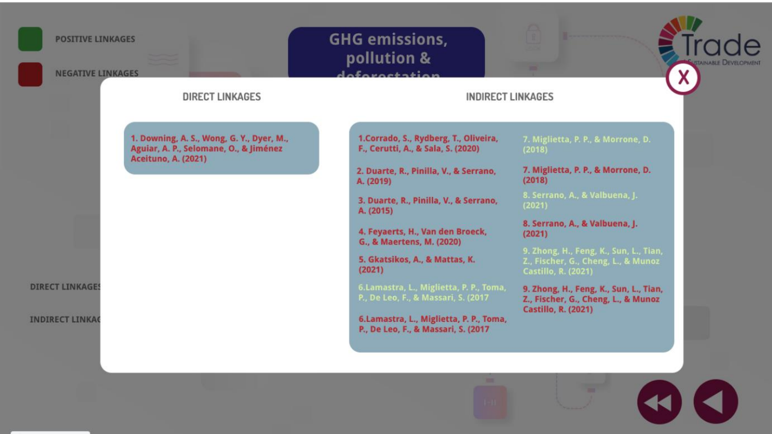**POSITIVE LINKAGES**

**NEGATIVE LINKAGES**

## GHG emissions, pollution & deforestation

## DIRECT LINKAGES

1. Downing, A. S., Wong, G. Y., Dyer, M., Aguiar, A. P., Selomane, O., & Jiménez Aceituno, A. (2021)

## INDIRECT LINKAGES

1. Corrado, S., Rydberg, T., Oliveira, F., Cerutti, A., & Sala, S. (2020)
2. Duarte, R., Pinilla, V., & Serrano, A. (2019)
3. Duarte, R., Pinilla, V., & Serrano, A. (2015)
4. Feyaerts, H., Van den Broeck, G., & Maertens, M. (2020)
5. Gkatsikos, A., & Mattas, K. (2021)
6. Lamastra, L., Miglietta, P. P., Toma, P., De Leo, F., & Massari, S. (2017
6. Lamastra, L., Miglietta, P. P., Toma, P., De Leo, F., & Massari, S. (2017
7. Miglietta, P. P., & Morrone, D. (2018)
7. Miglietta, P. P., & Morrone, D. (2018)
8. Serrano, A., & Valbuena, J. (2021)
8. Serrano, A., & Valbuena, J. (2021)
9. Zhong, H., Feng, K., Sun, L., Tian, Z., Fischer, G., Cheng, L., & Munoz Castillo, R. (2021)
9. Zhong, H., Feng, K., Sun, L., Tian, Z., Fischer, G., Cheng, L., & Munoz Castillo, R. (2021)

DIRECT LINKAGES

INDIRECT LINKAGES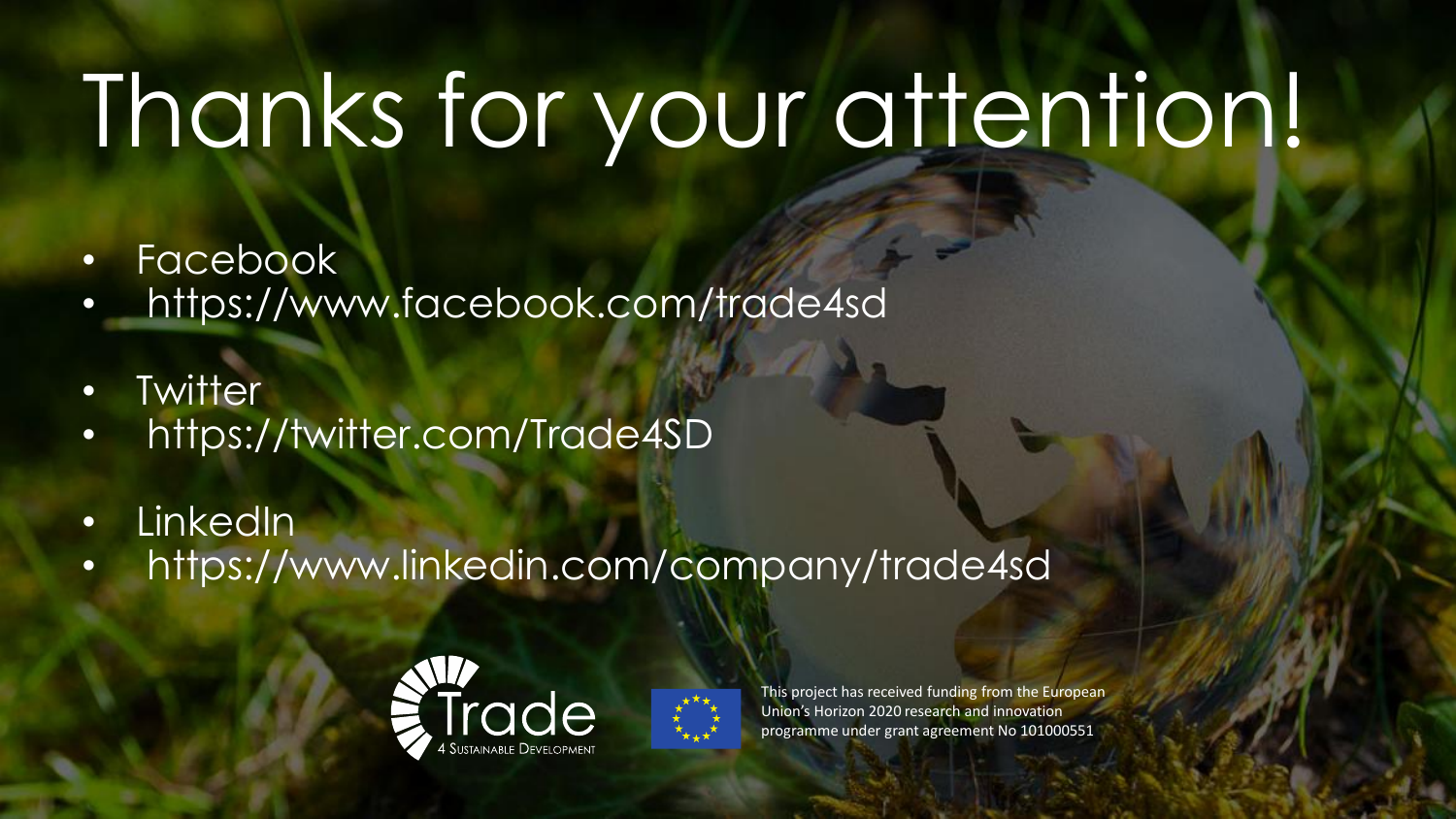# Thanks for your attention!

- Facebook
- https://www.facebook.com/trade4sd

- Twitter
- https://twitter.com/Trade4SD

- LinkedIn
- https://www.linkedin.com/company/trade4sd

Trade 4 Sustainable Development

This project has received funding from the European Union's Horizon 2020 research and innovation programme under grant agreement No 101000551